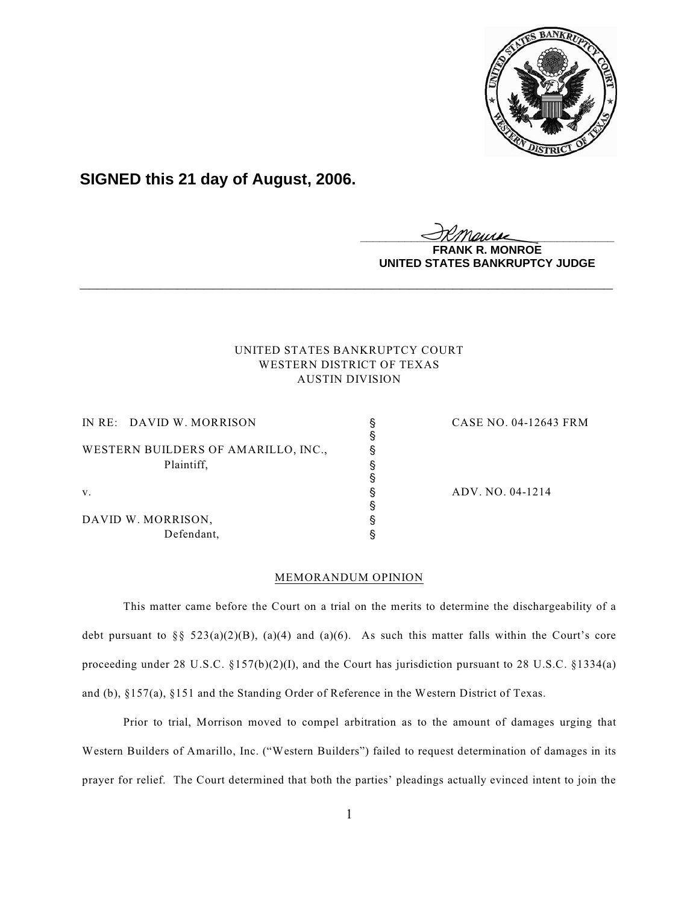**SIGNED this 21 day of August, 2006.**

FRANK R. MONROE
UNITED STATES BANKRUPTCY JUDGE

---

UNITED STATES BANKRUPTCY COURT
WESTERN DISTRICT OF TEXAS
AUSTIN DIVISION

| | | |
|---|---|---|
| IN RE: DAVID W. MORRISON | § | CASE NO. 04-12643 FRM |
| | § | |
| WESTERN BUILDERS OF AMARILLO, INC., | § | |
| Plaintiff, | § | |
| | § | |
| v. | § | ADV. NO. 04-1214 |
| | § | |
| DAVID W. MORRISON, | § | |
| Defendant, | § | |

MEMORANDUM OPINION

This matter came before the Court on a trial on the merits to determine the dischargeability of a debt pursuant to §§ 523(a)(2)(B), (a)(4) and (a)(6). As such this matter falls within the Court's core proceeding under 28 U.S.C. §157(b)(2)(I), and the Court has jurisdiction pursuant to 28 U.S.C. §1334(a) and (b), §157(a), §151 and the Standing Order of Reference in the Western District of Texas.

Prior to trial, Morrison moved to compel arbitration as to the amount of damages urging that Western Builders of Amarillo, Inc. ("Western Builders") failed to request determination of damages in its prayer for relief. The Court determined that both the parties' pleadings actually evinced intent to join the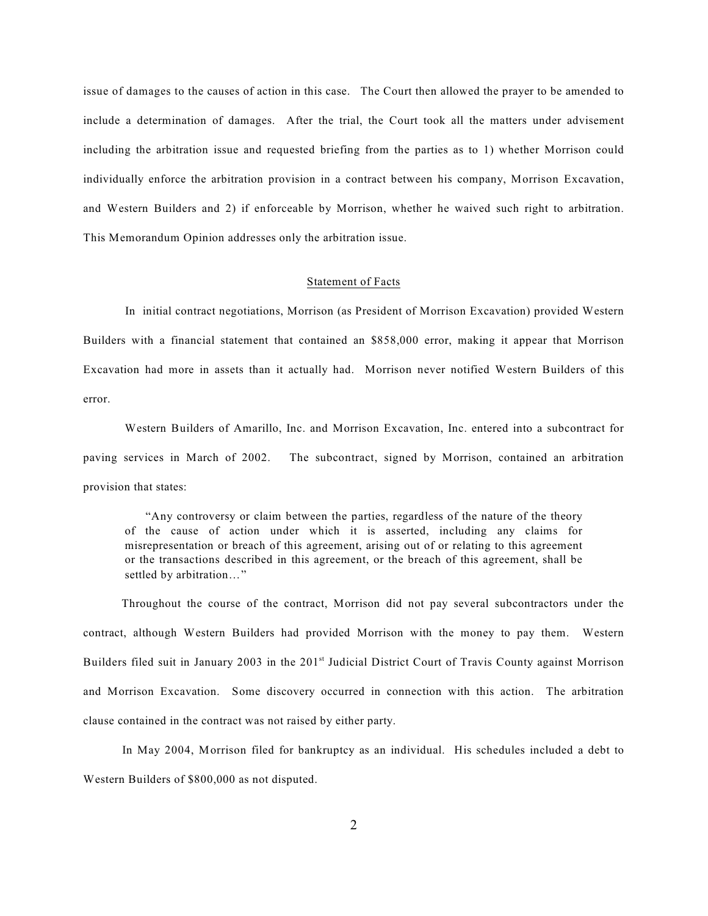issue of damages to the causes of action in this case. The Court then allowed the prayer to be amended to include a determination of damages. After the trial, the Court took all the matters under advisement including the arbitration issue and requested briefing from the parties as to 1) whether Morrison could individually enforce the arbitration provision in a contract between his company, Morrison Excavation, and Western Builders and 2) if enforceable by Morrison, whether he waived such right to arbitration. This Memorandum Opinion addresses only the arbitration issue.

## Statement of Facts

In initial contract negotiations, Morrison (as President of Morrison Excavation) provided Western Builders with a financial statement that contained an $858,000 error, making it appear that Morrison Excavation had more in assets than it actually had. Morrison never notified Western Builders of this error.

Western Builders of Amarillo, Inc. and Morrison Excavation, Inc. entered into a subcontract for paving services in March of 2002. The subcontract, signed by Morrison, contained an arbitration provision that states:

> "Any controversy or claim between the parties, regardless of the nature of the theory of the cause of action under which it is asserted, including any claims for misrepresentation or breach of this agreement, arising out of or relating to this agreement or the transactions described in this agreement, or the breach of this agreement, shall be settled by arbitration…"

Throughout the course of the contract, Morrison did not pay several subcontractors under the contract, although Western Builders had provided Morrison with the money to pay them. Western Builders filed suit in January 2003 in the 201st Judicial District Court of Travis County against Morrison and Morrison Excavation. Some discovery occurred in connection with this action. The arbitration clause contained in the contract was not raised by either party.

In May 2004, Morrison filed for bankruptcy as an individual. His schedules included a debt to Western Builders of $800,000 as not disputed.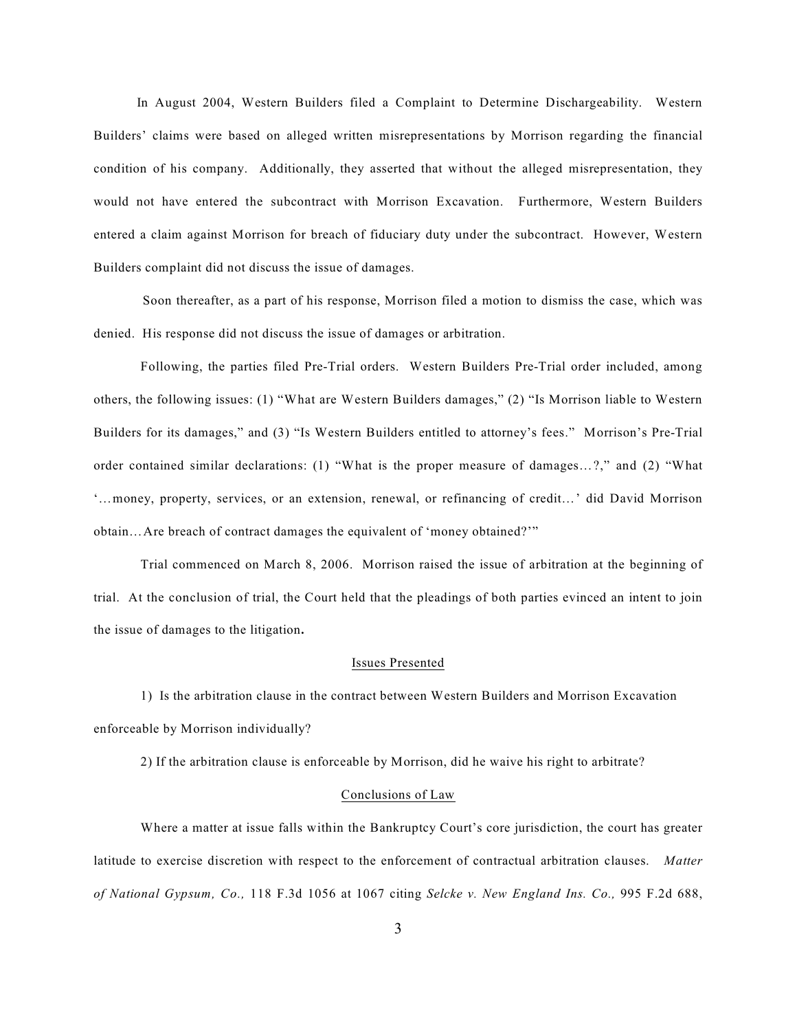In August 2004, Western Builders filed a Complaint to Determine Dischargeability. Western Builders' claims were based on alleged written misrepresentations by Morrison regarding the financial condition of his company. Additionally, they asserted that without the alleged misrepresentation, they would not have entered the subcontract with Morrison Excavation. Furthermore, Western Builders entered a claim against Morrison for breach of fiduciary duty under the subcontract. However, Western Builders complaint did not discuss the issue of damages.

Soon thereafter, as a part of his response, Morrison filed a motion to dismiss the case, which was denied. His response did not discuss the issue of damages or arbitration.

Following, the parties filed Pre-Trial orders. Western Builders Pre-Trial order included, among others, the following issues: (1) "What are Western Builders damages," (2) "Is Morrison liable to Western Builders for its damages," and (3) "Is Western Builders entitled to attorney's fees." Morrison's Pre-Trial order contained similar declarations: (1) "What is the proper measure of damages…?," and (2) "What '…money, property, services, or an extension, renewal, or refinancing of credit…' did David Morrison obtain…Are breach of contract damages the equivalent of 'money obtained?'"

Trial commenced on March 8, 2006. Morrison raised the issue of arbitration at the beginning of trial. At the conclusion of trial, the Court held that the pleadings of both parties evinced an intent to join the issue of damages to the litigation**.**

## Issues Presented

1) Is the arbitration clause in the contract between Western Builders and Morrison Excavation enforceable by Morrison individually?

2) If the arbitration clause is enforceable by Morrison, did he waive his right to arbitrate?

## Conclusions of Law

Where a matter at issue falls within the Bankruptcy Court's core jurisdiction, the court has greater latitude to exercise discretion with respect to the enforcement of contractual arbitration clauses. *Matter of National Gypsum, Co.,* 118 F.3d 1056 at 1067 citing *Selcke v. New England Ins. Co.,* 995 F.2d 688,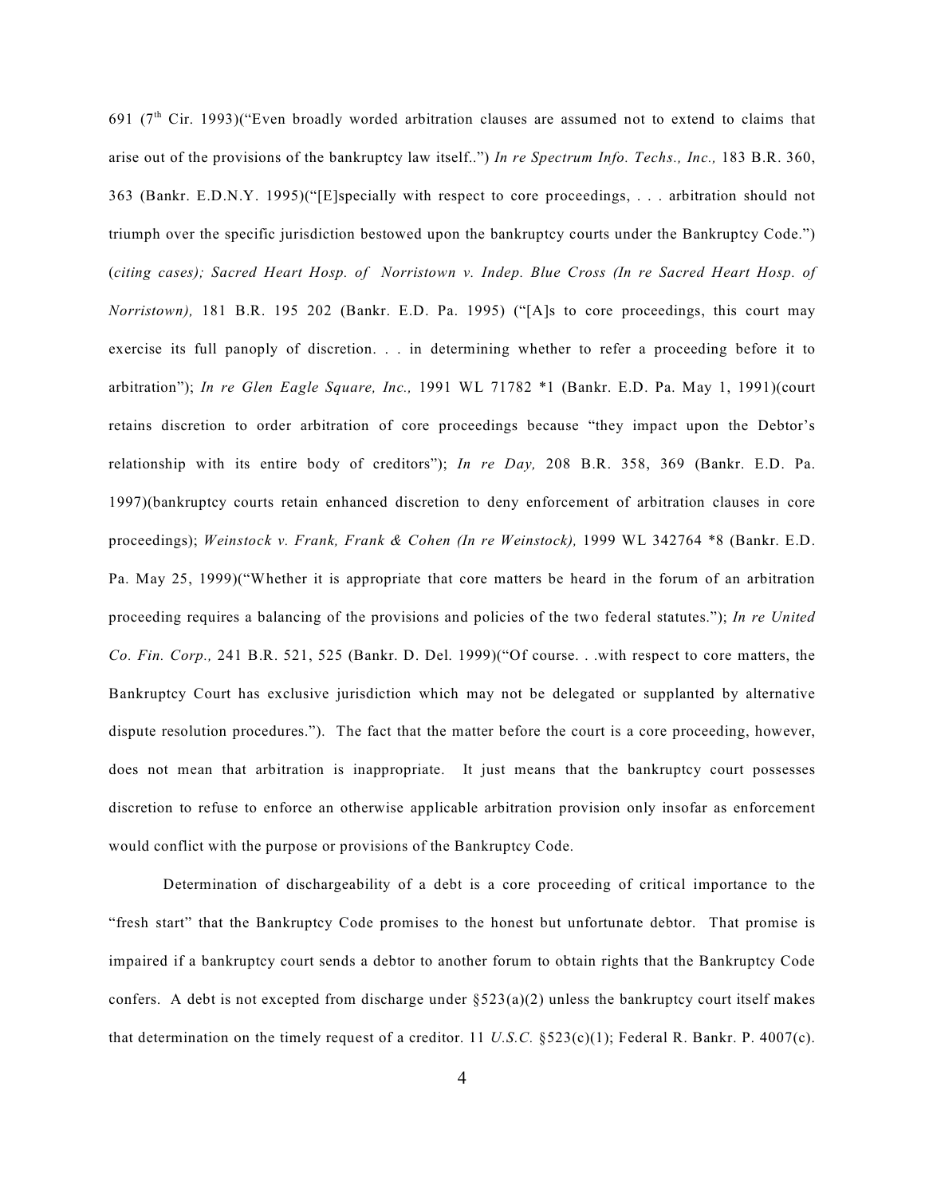691 (7th Cir. 1993)("Even broadly worded arbitration clauses are assumed not to extend to claims that arise out of the provisions of the bankruptcy law itself..") *In re Spectrum Info. Techs., Inc.,* 183 B.R. 360, 363 (Bankr. E.D.N.Y. 1995)("[E]specially with respect to core proceedings, . . . arbitration should not triumph over the specific jurisdiction bestowed upon the bankruptcy courts under the Bankruptcy Code.") (*citing cases); Sacred Heart Hosp. of Norristown v. Indep. Blue Cross (In re Sacred Heart Hosp. of Norristown),* 181 B.R. 195 202 (Bankr. E.D. Pa. 1995) ("[A]s to core proceedings, this court may exercise its full panoply of discretion. . . in determining whether to refer a proceeding before it to arbitration"); *In re Glen Eagle Square, Inc.,* 1991 WL 71782 *1 (Bankr. E.D. Pa. May 1, 1991)(court retains discretion to order arbitration of core proceedings because "they impact upon the Debtor's relationship with its entire body of creditors"); *In re Day,* 208 B.R. 358, 369 (Bankr. E.D. Pa. 1997)(bankruptcy courts retain enhanced discretion to deny enforcement of arbitration clauses in core proceedings); *Weinstock v. Frank, Frank & Cohen (In re Weinstock),* 1999 WL 342764 *8 (Bankr. E.D. Pa. May 25, 1999)("Whether it is appropriate that core matters be heard in the forum of an arbitration proceeding requires a balancing of the provisions and policies of the two federal statutes."); *In re United Co. Fin. Corp.,* 241 B.R. 521, 525 (Bankr. D. Del. 1999)("Of course. . .with respect to core matters, the Bankruptcy Court has exclusive jurisdiction which may not be delegated or supplanted by alternative dispute resolution procedures."). The fact that the matter before the court is a core proceeding, however, does not mean that arbitration is inappropriate. It just means that the bankruptcy court possesses discretion to refuse to enforce an otherwise applicable arbitration provision only insofar as enforcement would conflict with the purpose or provisions of the Bankruptcy Code.

Determination of dischargeability of a debt is a core proceeding of critical importance to the "fresh start" that the Bankruptcy Code promises to the honest but unfortunate debtor. That promise is impaired if a bankruptcy court sends a debtor to another forum to obtain rights that the Bankruptcy Code confers. A debt is not excepted from discharge under §523(a)(2) unless the bankruptcy court itself makes that determination on the timely request of a creditor. 11 *U.S.C.* §523(c)(1); Federal R. Bankr. P. 4007(c).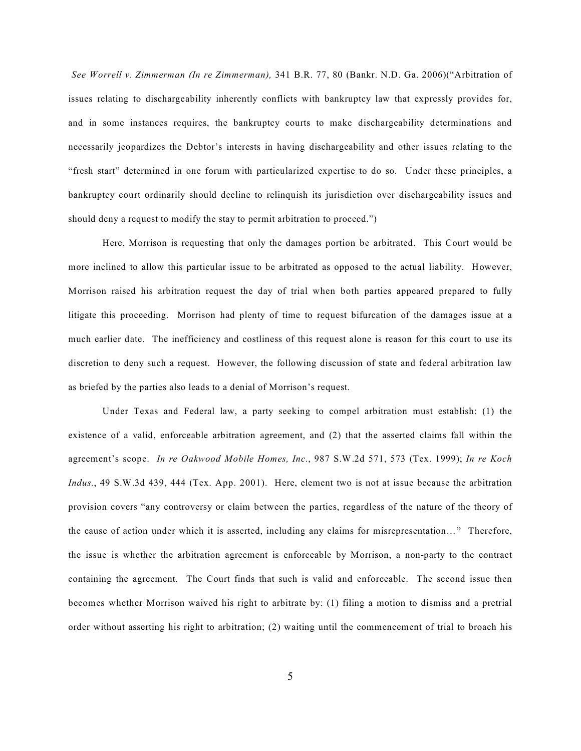*See Worrell v. Zimmerman (In re Zimmerman),* 341 B.R. 77, 80 (Bankr. N.D. Ga. 2006)("Arbitration of issues relating to dischargeability inherently conflicts with bankruptcy law that expressly provides for, and in some instances requires, the bankruptcy courts to make dischargeability determinations and necessarily jeopardizes the Debtor's interests in having dischargeability and other issues relating to the "fresh start" determined in one forum with particularized expertise to do so. Under these principles, a bankruptcy court ordinarily should decline to relinquish its jurisdiction over dischargeability issues and should deny a request to modify the stay to permit arbitration to proceed.")

Here, Morrison is requesting that only the damages portion be arbitrated. This Court would be more inclined to allow this particular issue to be arbitrated as opposed to the actual liability. However, Morrison raised his arbitration request the day of trial when both parties appeared prepared to fully litigate this proceeding. Morrison had plenty of time to request bifurcation of the damages issue at a much earlier date. The inefficiency and costliness of this request alone is reason for this court to use its discretion to deny such a request. However, the following discussion of state and federal arbitration law as briefed by the parties also leads to a denial of Morrison's request.

Under Texas and Federal law, a party seeking to compel arbitration must establish: (1) the existence of a valid, enforceable arbitration agreement, and (2) that the asserted claims fall within the agreement's scope. *In re Oakwood Mobile Homes, Inc.*, 987 S.W.2d 571, 573 (Tex. 1999); *In re Koch Indus.*, 49 S.W.3d 439, 444 (Tex. App. 2001). Here, element two is not at issue because the arbitration provision covers "any controversy or claim between the parties, regardless of the nature of the theory of the cause of action under which it is asserted, including any claims for misrepresentation…" Therefore, the issue is whether the arbitration agreement is enforceable by Morrison, a non-party to the contract containing the agreement. The Court finds that such is valid and enforceable. The second issue then becomes whether Morrison waived his right to arbitrate by: (1) filing a motion to dismiss and a pretrial order without asserting his right to arbitration; (2) waiting until the commencement of trial to broach his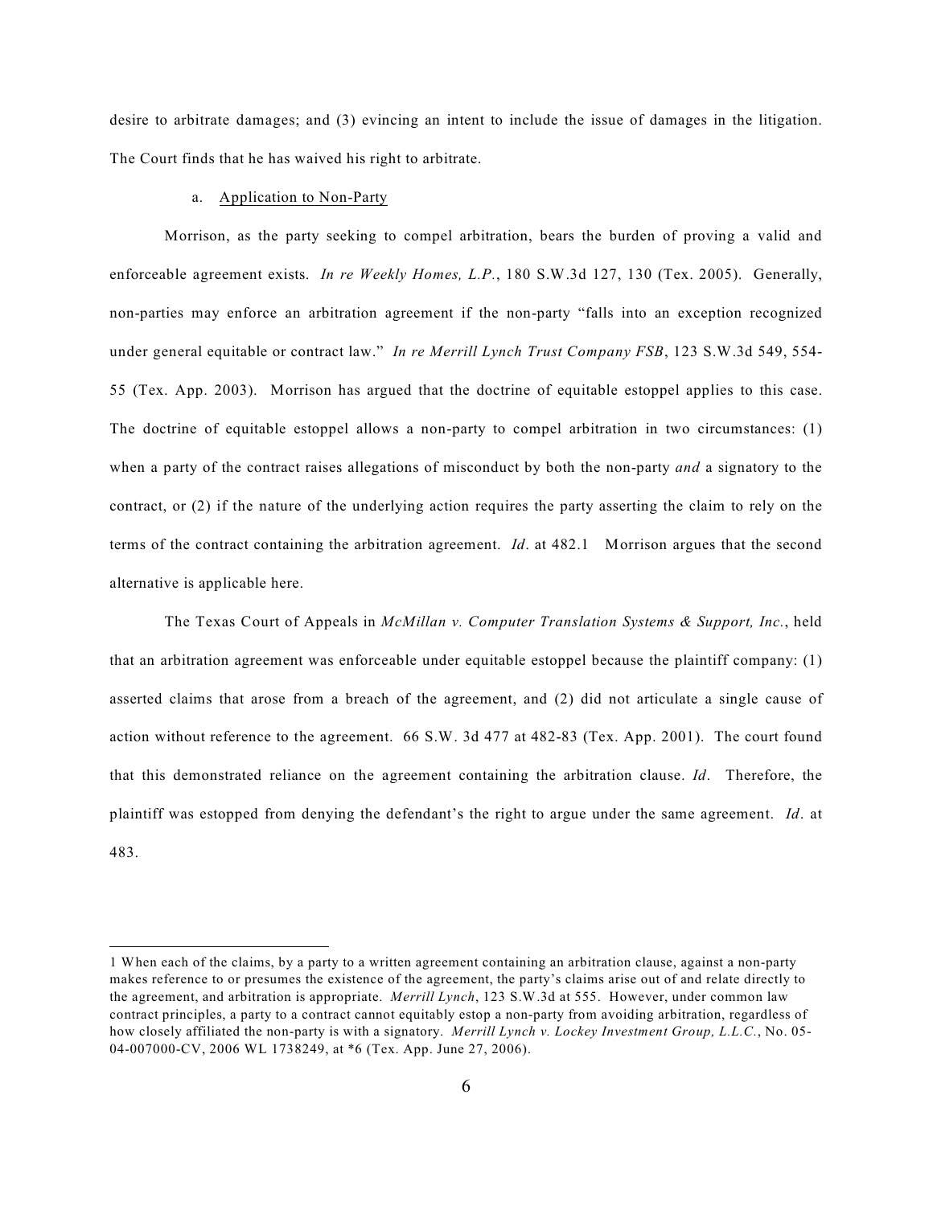desire to arbitrate damages; and (3) evincing an intent to include the issue of damages in the litigation. The Court finds that he has waived his right to arbitrate.

a. Application to Non-Party

Morrison, as the party seeking to compel arbitration, bears the burden of proving a valid and enforceable agreement exists. *In re Weekly Homes, L.P.*, 180 S.W.3d 127, 130 (Tex. 2005). Generally, non-parties may enforce an arbitration agreement if the non-party "falls into an exception recognized under general equitable or contract law." *In re Merrill Lynch Trust Company FSB*, 123 S.W.3d 549, 554-55 (Tex. App. 2003). Morrison has argued that the doctrine of equitable estoppel applies to this case. The doctrine of equitable estoppel allows a non-party to compel arbitration in two circumstances: (1) when a party of the contract raises allegations of misconduct by both the non-party *and* a signatory to the contract, or (2) if the nature of the underlying action requires the party asserting the claim to rely on the terms of the contract containing the arbitration agreement. *Id*. at 482.[1] Morrison argues that the second alternative is applicable here.

The Texas Court of Appeals in *McMillan v. Computer Translation Systems & Support, Inc.*, held that an arbitration agreement was enforceable under equitable estoppel because the plaintiff company: (1) asserted claims that arose from a breach of the agreement, and (2) did not articulate a single cause of action without reference to the agreement. 66 S.W. 3d 477 at 482-83 (Tex. App. 2001). The court found that this demonstrated reliance on the agreement containing the arbitration clause. *Id*. Therefore, the plaintiff was estopped from denying the defendant's the right to argue under the same agreement. *Id*. at 483.

---

[1] When each of the claims, by a party to a written agreement containing an arbitration clause, against a non-party makes reference to or presumes the existence of the agreement, the party's claims arise out of and relate directly to the agreement, and arbitration is appropriate. *Merrill Lynch*, 123 S.W.3d at 555. However, under common law contract principles, a party to a contract cannot equitably estop a non-party from avoiding arbitration, regardless of how closely affiliated the non-party is with a signatory. *Merrill Lynch v. Lockey Investment Group, L.L.C.*, No. 05-04-007000-CV, 2006 WL 1738249, at *6 (Tex. App. June 27, 2006).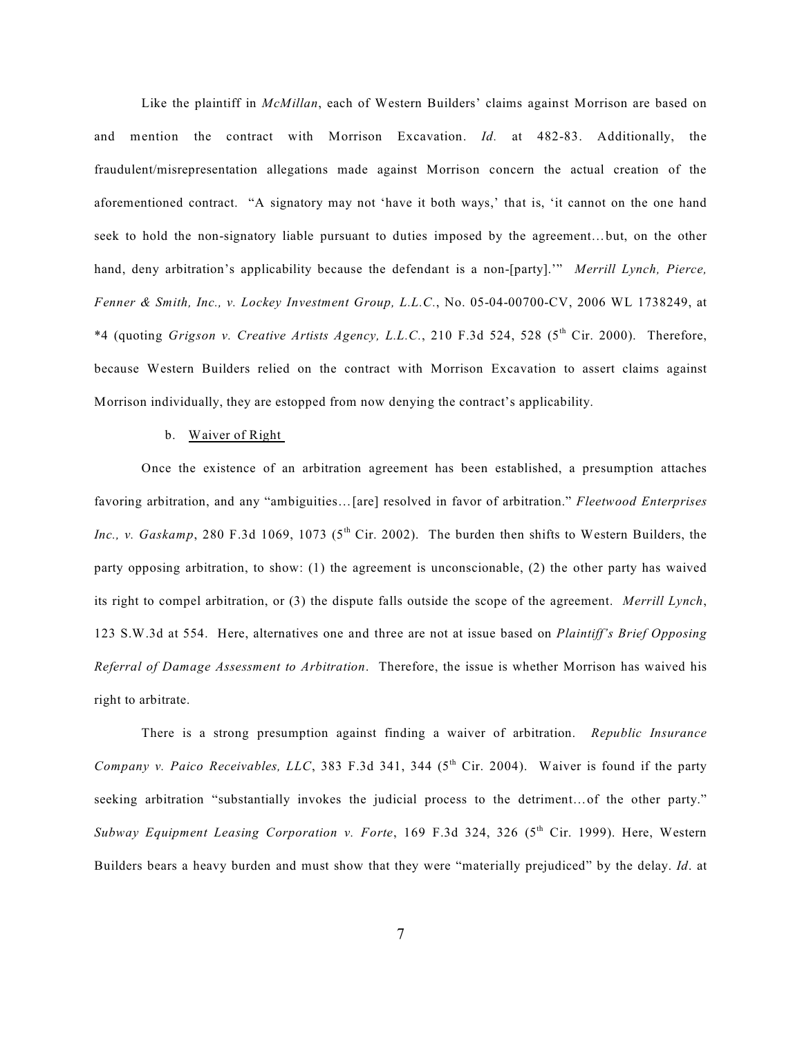Like the plaintiff in *McMillan*, each of Western Builders' claims against Morrison are based on and mention the contract with Morrison Excavation. *Id.* at 482-83. Additionally, the fraudulent/misrepresentation allegations made against Morrison concern the actual creation of the aforementioned contract. "A signatory may not 'have it both ways,' that is, 'it cannot on the one hand seek to hold the non-signatory liable pursuant to duties imposed by the agreement…but, on the other hand, deny arbitration's applicability because the defendant is a non-[party].'" *Merrill Lynch, Pierce, Fenner & Smith, Inc., v. Lockey Investment Group, L.L.C.*, No. 05-04-00700-CV, 2006 WL 1738249, at *4 (quoting *Grigson v. Creative Artists Agency, L.L.C.*, 210 F.3d 524, 528 (5th Cir. 2000). Therefore, because Western Builders relied on the contract with Morrison Excavation to assert claims against Morrison individually, they are estopped from now denying the contract's applicability.

b. Waiver of Right

Once the existence of an arbitration agreement has been established, a presumption attaches favoring arbitration, and any "ambiguities…[are] resolved in favor of arbitration." *Fleetwood Enterprises Inc., v. Gaskamp*, 280 F.3d 1069, 1073 (5th Cir. 2002). The burden then shifts to Western Builders, the party opposing arbitration, to show: (1) the agreement is unconscionable, (2) the other party has waived its right to compel arbitration, or (3) the dispute falls outside the scope of the agreement. *Merrill Lynch*, 123 S.W.3d at 554. Here, alternatives one and three are not at issue based on *Plaintiff's Brief Opposing Referral of Damage Assessment to Arbitration*. Therefore, the issue is whether Morrison has waived his right to arbitrate.

There is a strong presumption against finding a waiver of arbitration. *Republic Insurance Company v. Paico Receivables, LLC*, 383 F.3d 341, 344 (5th Cir. 2004). Waiver is found if the party seeking arbitration "substantially invokes the judicial process to the detriment…of the other party." *Subway Equipment Leasing Corporation v. Forte*, 169 F.3d 324, 326 (5th Cir. 1999). Here, Western Builders bears a heavy burden and must show that they were "materially prejudiced" by the delay. *Id*. at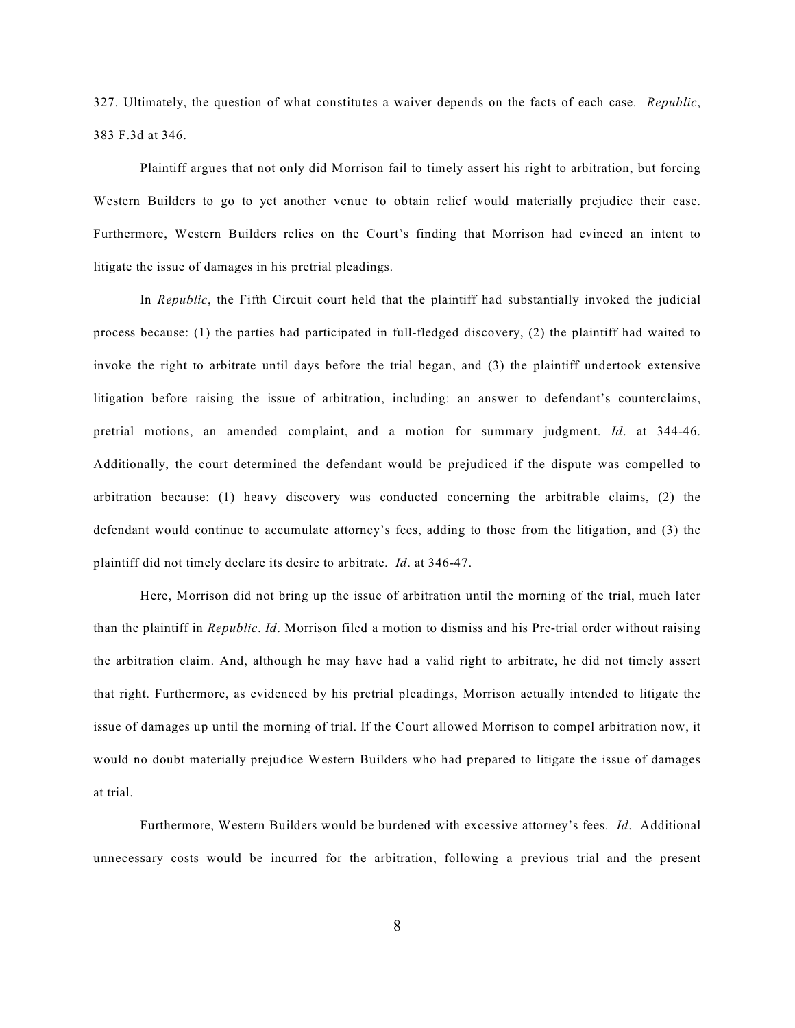327. Ultimately, the question of what constitutes a waiver depends on the facts of each case. *Republic*, 383 F.3d at 346.

Plaintiff argues that not only did Morrison fail to timely assert his right to arbitration, but forcing Western Builders to go to yet another venue to obtain relief would materially prejudice their case. Furthermore, Western Builders relies on the Court's finding that Morrison had evinced an intent to litigate the issue of damages in his pretrial pleadings.

In *Republic*, the Fifth Circuit court held that the plaintiff had substantially invoked the judicial process because: (1) the parties had participated in full-fledged discovery, (2) the plaintiff had waited to invoke the right to arbitrate until days before the trial began, and (3) the plaintiff undertook extensive litigation before raising the issue of arbitration, including: an answer to defendant's counterclaims, pretrial motions, an amended complaint, and a motion for summary judgment. *Id*. at 344-46. Additionally, the court determined the defendant would be prejudiced if the dispute was compelled to arbitration because: (1) heavy discovery was conducted concerning the arbitrable claims, (2) the defendant would continue to accumulate attorney's fees, adding to those from the litigation, and (3) the plaintiff did not timely declare its desire to arbitrate. *Id*. at 346-47.

Here, Morrison did not bring up the issue of arbitration until the morning of the trial, much later than the plaintiff in *Republic*. *Id*. Morrison filed a motion to dismiss and his Pre-trial order without raising the arbitration claim. And, although he may have had a valid right to arbitrate, he did not timely assert that right. Furthermore, as evidenced by his pretrial pleadings, Morrison actually intended to litigate the issue of damages up until the morning of trial. If the Court allowed Morrison to compel arbitration now, it would no doubt materially prejudice Western Builders who had prepared to litigate the issue of damages at trial.

Furthermore, Western Builders would be burdened with excessive attorney's fees. *Id*. Additional unnecessary costs would be incurred for the arbitration, following a previous trial and the present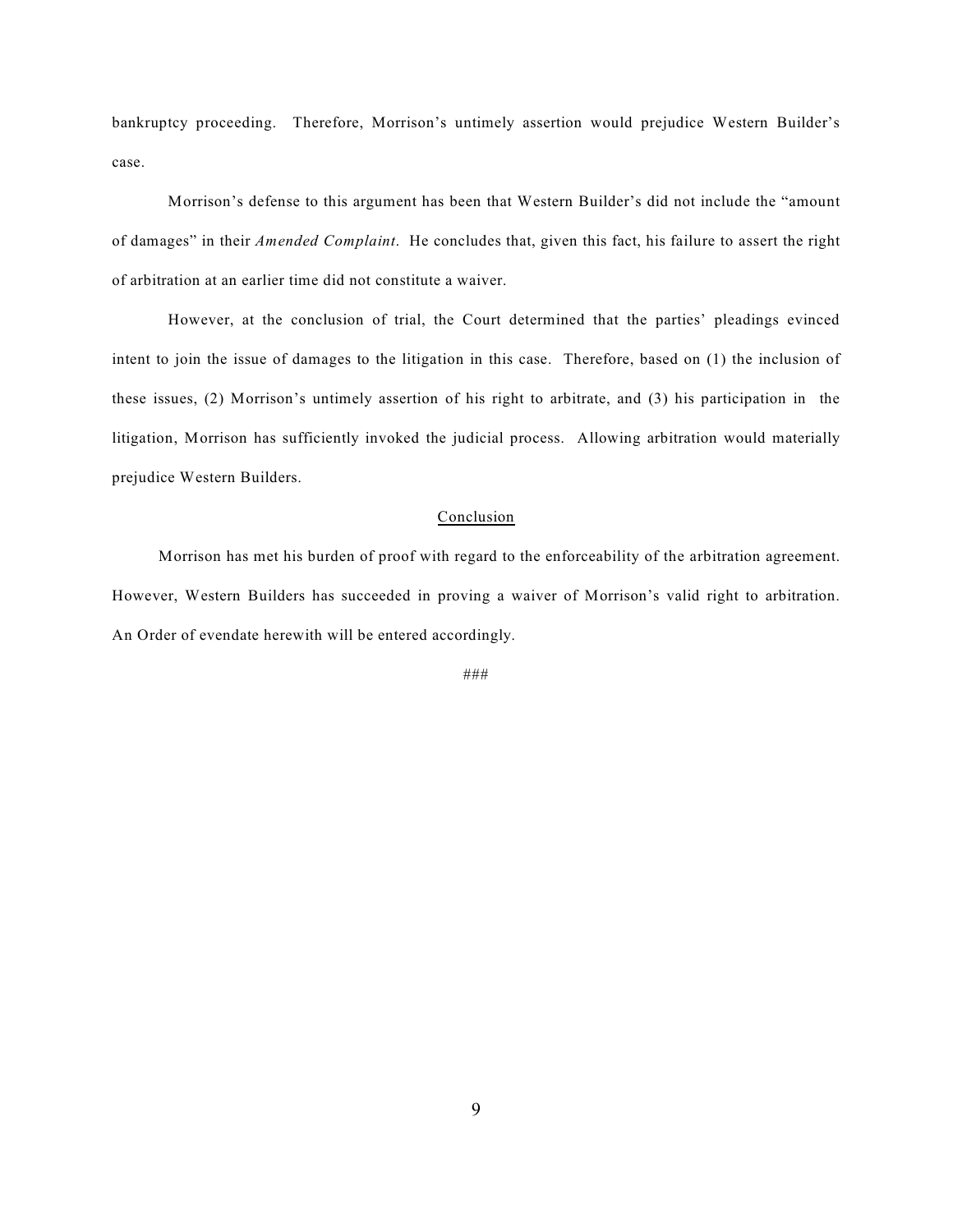bankruptcy proceeding. Therefore, Morrison's untimely assertion would prejudice Western Builder's case.

Morrison's defense to this argument has been that Western Builder's did not include the "amount of damages" in their *Amended Complaint*. He concludes that, given this fact, his failure to assert the right of arbitration at an earlier time did not constitute a waiver.

However, at the conclusion of trial, the Court determined that the parties' pleadings evinced intent to join the issue of damages to the litigation in this case. Therefore, based on (1) the inclusion of these issues, (2) Morrison's untimely assertion of his right to arbitrate, and (3) his participation in the litigation, Morrison has sufficiently invoked the judicial process. Allowing arbitration would materially prejudice Western Builders.

<u>Conclusion</u>

Morrison has met his burden of proof with regard to the enforceability of the arbitration agreement. However, Western Builders has succeeded in proving a waiver of Morrison's valid right to arbitration. An Order of evendate herewith will be entered accordingly.

###